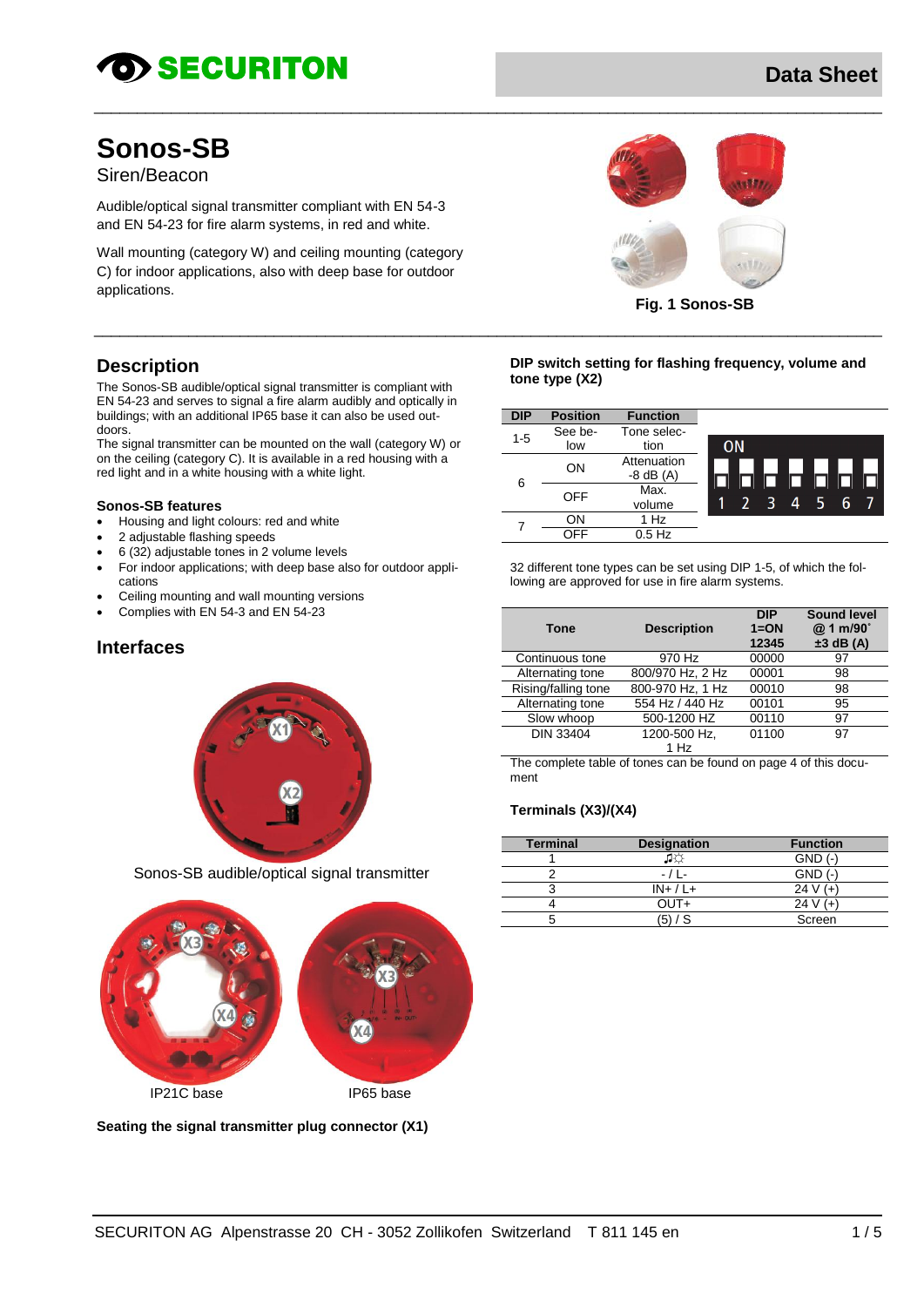# Sonos-SB

Siren/Beacon

Audible/optical signal transmitter compliant with EN 54-3 and EN 54-23 for fire alarm systems, in red and white.

Wall mounting (category W) and ceiling mounting (category C) for indoor applications, also with deep base for outdoor applications.

Fig. 1 Sonos-SB

## Description

The Sonos-SB audible/optical signal transmitter is compliant with EN 54-23 and serves to signal a fire alarm audibly and optically in buildings; with an additional IP65 base it can also be used outdoors.

The signal transmitter can be mounted on the wall (category W) or on the ceiling (category C). It is available in a red housing with a red light and in a white housing with a white light.

### Sonos-SB features

- Housing and light colours: red and white
- 2 adjustable flashing speeds
- 6 (32) adjustable tones in 2 volume levels
- For indoor applications; with deep base also for outdoor applications
- Ceiling mounting and wall mounting versions
- Complies with EN 54-3 and EN 54-23

## Interfaces

X1

X2

Sonos-SB audible/optical signal transmitter

X3 X4

IP21C base

X3 X4

IP65 base

**Seating the signal transmitter plug connector (X1)**

**DIP switch setting for flashing frequency, volume and tone type (X2)**

| DIP | Position | Function |
|---|---|---|
| 1-5 | See below | Tone selection |
| 6 | ON | Attenuation -8 dB (A) |
| | OFF | Max. volume |
| 7 | ON | 1 Hz |
| | OFF | 0.5 Hz |

ON

1 2 3 4 5 6 7

32 different tone types can be set using DIP 1-5, of which the following are approved for use in fire alarm systems.

| Tone | Description | DIP 1=ON 12345 | Sound level @ 1 m/90˚ ±3 dB (A) |
|---|---|---|---|
| Continuous tone | 970 Hz | 00000 | 97 |
| Alternating tone | 800/970 Hz, 2 Hz | 00001 | 98 |
| Rising/falling tone | 800-970 Hz, 1 Hz | 00010 | 98 |
| Alternating tone | 554 Hz / 440 Hz | 00101 | 95 |
| Slow whoop | 500-1200 HZ | 00110 | 97 |
| DIN 33404 | 1200-500 Hz, 1 Hz | 01100 | 97 |

The complete table of tones can be found on page 4 of this document

**Terminals (X3)/(X4)**

| Terminal | Designation | Function |
|---|---|---|
| 1 | ♫☼ | GND (-) |
| 2 | - / L- | GND (-) |
| 3 | IN+ / L+ | 24 V (+) |
| 4 | OUT+ | 24 V (+) |
| 5 | (5) / S | Screen |

SECURITON AG Alpenstrasse 20 CH - 3052 Zollikofen Switzerland T 811 145 en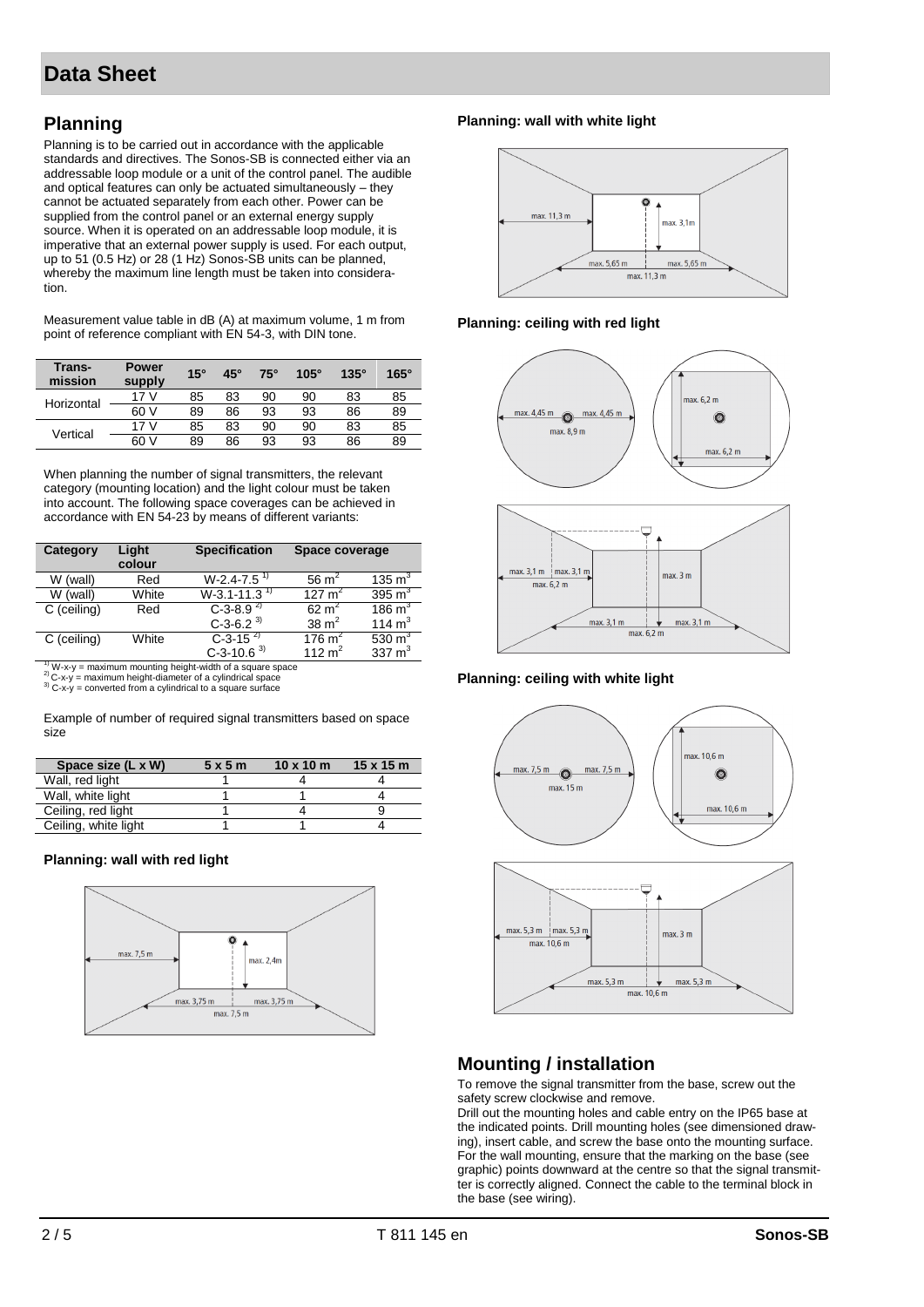# Data Sheet

## Planning

Planning is to be carried out in accordance with the applicable standards and directives. The Sonos-SB is connected either via an addressable loop module or a unit of the control panel. The audible and optical features can only be actuated simultaneously – they cannot be actuated separately from each other. Power can be supplied from the control panel or an external energy supply source. When it is operated on an addressable loop module, it is imperative that an external power supply is used. For each output, up to 51 (0.5 Hz) or 28 (1 Hz) Sonos-SB units can be planned, whereby the maximum line length must be taken into consideration.

Measurement value table in dB (A) at maximum volume, 1 m from point of reference compliant with EN 54-3, with DIN tone.

| Transmission | Power supply | 15° | 45° | 75° | 105° | 135° | 165° |
|---|---|---|---|---|---|---|---|
| Horizontal | 17 V | 85 | 83 | 90 | 90 | 83 | 85 |
| | 60 V | 89 | 86 | 93 | 93 | 86 | 89 |
| Vertical | 17 V | 85 | 83 | 90 | 90 | 83 | 85 |
| | 60 V | 89 | 86 | 93 | 93 | 86 | 89 |

When planning the number of signal transmitters, the relevant category (mounting location) and the light colour must be taken into account. The following space coverages can be achieved in accordance with EN 54-23 by means of different variants:

| Category | Light colour | Specification | Space coverage | |
|---|---|---|---|---|
| W (wall) | Red | W-2.4-7.5 [1] | 56 $m^2$ | 135 $m^3$ |
| W (wall) | White | W-3.1-11.3 [1] | 127 $m^2$ | 395 $m^3$ |
| C (ceiling) | Red | C-3-8.9 [2] | 62 $m^2$ | 186 $m^3$ |
| | | C-3-6.2 [3] | 38 $m^2$ | 114 $m^3$ |
| C (ceiling) | White | C-3-15 [2] | 176 $m^2$ | 530 $m^3$ |
| | | C-3-10.6 [3] | 112 $m^2$ | 337 $m^3$ |

[1] W-x-y = maximum mounting height-width of a square space
[2] C-x-y = maximum height-diameter of a cylindrical space
[3] C-x-y = converted from a cylindrical to a square surface

Example of number of required signal transmitters based on space size

| Space size (L x W) | 5 x 5 m | 10 x 10 m | 15 x 15 m |
|---|---|---|---|
| Wall, red light | 1 | 4 | 4 |
| Wall, white light | 1 | 1 | 4 |
| Ceiling, red light | 1 | 4 | 9 |
| Ceiling, white light | 1 | 1 | 4 |

**Planning: wall with red light**

max. 7,5 m; max. 2,4m; max. 3,75 m; max. 3,75 m; max. 7,5 m

**Planning: wall with white light**

max. 11,3 m; max. 3,1m; max. 5,65 m; max. 5,65 m; max. 11,3 m

**Planning: ceiling with red light**

max. 4,45 m; max. 4,45 m; max. 8,9 m; max. 6,2 m; max. 6,2 m

max. 3,1 m; max. 3,1 m; max. 6,2 m; max. 3 m; max. 3,1 m; max. 3,1 m; max. 6,2 m

**Planning: ceiling with white light**

max. 7,5 m; max. 7,5 m; max. 15 m; max. 10,6 m; max. 10,6 m

max. 5,3 m; max. 5,3 m; max. 10,6 m; max. 3 m; max. 5,3 m; max. 5,3 m; max. 10,6 m

## Mounting / installation

To remove the signal transmitter from the base, screw out the safety screw clockwise and remove.
Drill out the mounting holes and cable entry on the IP65 base at the indicated points. Drill mounting holes (see dimensioned drawing), insert cable, and screw the base onto the mounting surface. For the wall mounting, ensure that the marking on the base (see graphic) points downward at the centre so that the signal transmitter is correctly aligned. Connect the cable to the terminal block in the base (see wiring).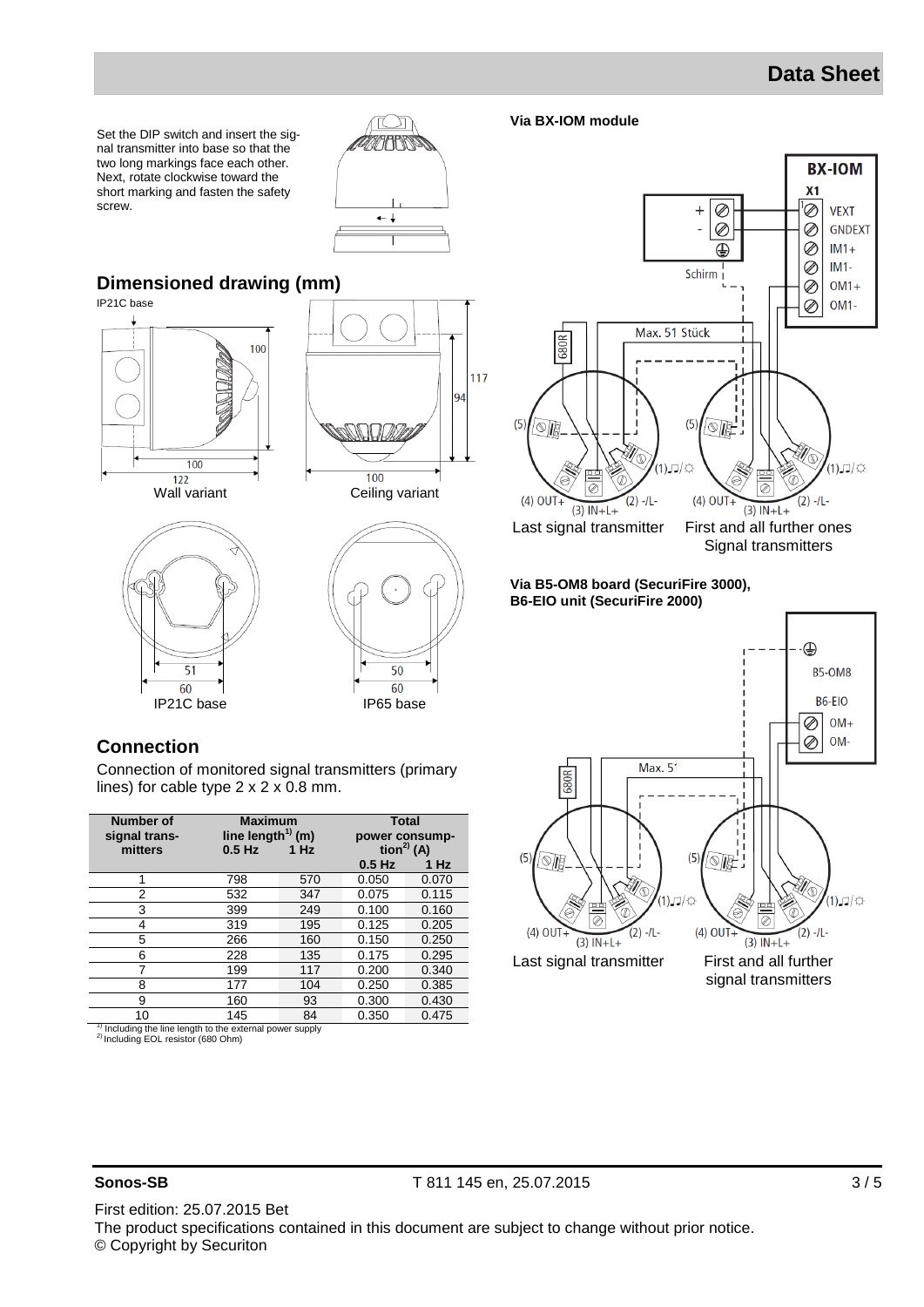Set the DIP switch and insert the signal transmitter into base so that the two long markings face each other. Next, rotate clockwise toward the short marking and fasten the safety screw.

## Dimensioned drawing (mm)

IP21C base

Wall variant

Ceiling variant

IP21C base

IP65 base

## Connection

Connection of monitored signal transmitters (primary lines) for cable type 2 x 2 x 0.8 mm.

| Number of signal transmitters | Maximum line length[1] (m) 0.5 Hz | 1 Hz | Total power consumption[2] (A) 0.5 Hz | 1 Hz |
|---|---|---|---|---|
| 1 | 798 | 570 | 0.050 | 0.070 |
| 2 | 532 | 347 | 0.075 | 0.115 |
| 3 | 399 | 249 | 0.100 | 0.160 |
| 4 | 319 | 195 | 0.125 | 0.205 |
| 5 | 266 | 160 | 0.150 | 0.250 |
| 6 | 228 | 135 | 0.175 | 0.295 |
| 7 | 199 | 117 | 0.200 | 0.340 |
| 8 | 177 | 104 | 0.250 | 0.385 |
| 9 | 160 | 93 | 0.300 | 0.430 |
| 10 | 145 | 84 | 0.350 | 0.475 |

[1] Including the line length to the external power supply
[2] Including EOL resistor (680 Ohm)

**Via BX-IOM module**

Last signal transmitter

First and all further ones Signal transmitters

**Via B5-OM8 board (SecuriFire 3000), B6-EIO unit (SecuriFire 2000)**

Last signal transmitter

First and all further signal transmitters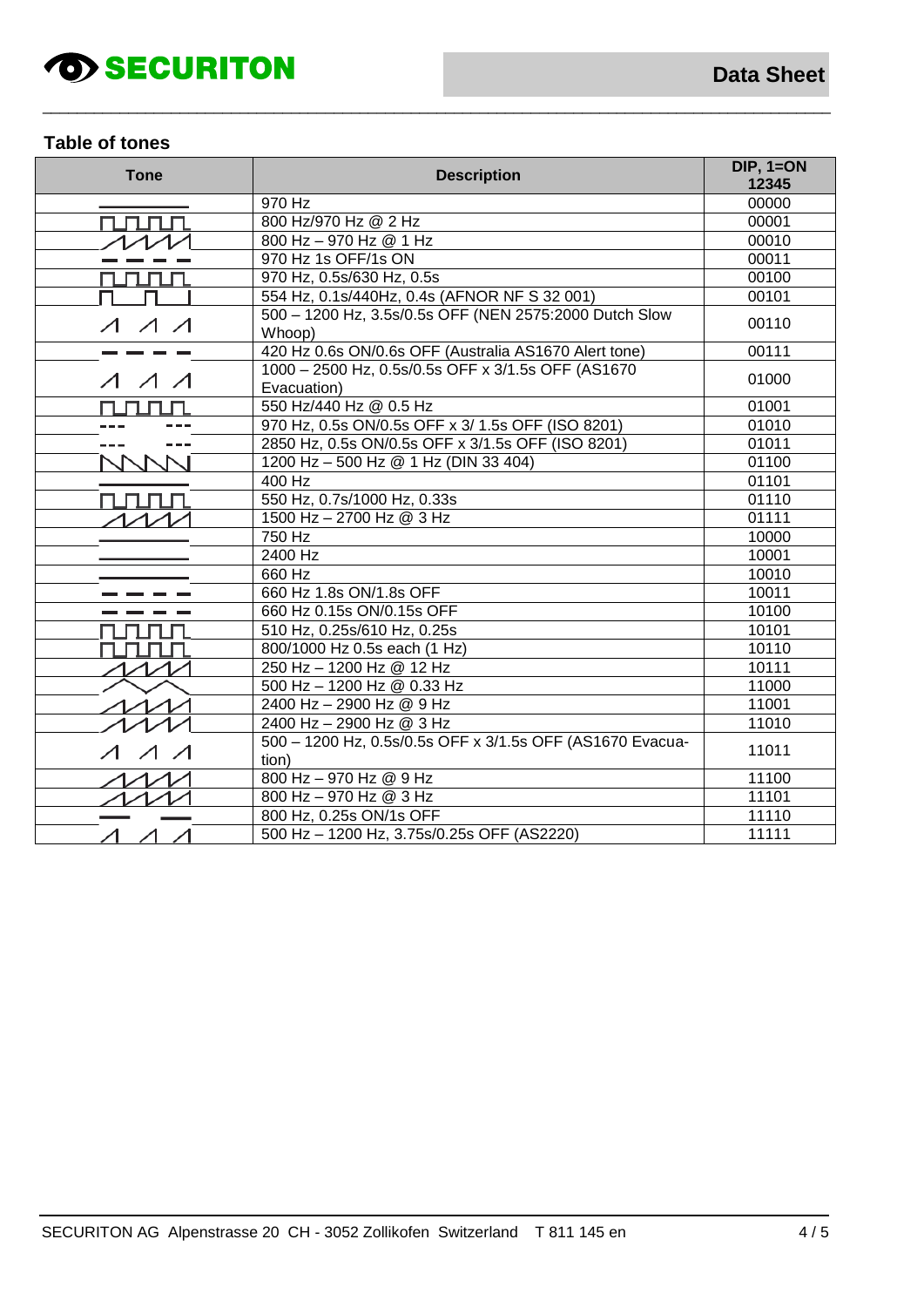## Table of tones

| Tone | Description | DIP, 1=ON 12345 |
|---|---|---|
| | 970 Hz | 00000 |
| | 800 Hz/970 Hz @ 2 Hz | 00001 |
| | 800 Hz – 970 Hz @ 1 Hz | 00010 |
| | 970 Hz 1s OFF/1s ON | 00011 |
| | 970 Hz, 0.5s/630 Hz, 0.5s | 00100 |
| | 554 Hz, 0.1s/440Hz, 0.4s (AFNOR NF S 32 001) | 00101 |
| | 500 – 1200 Hz, 3.5s/0.5s OFF (NEN 2575:2000 Dutch Slow Whoop) | 00110 |
| | 420 Hz 0.6s ON/0.6s OFF (Australia AS1670 Alert tone) | 00111 |
| | 1000 – 2500 Hz, 0.5s/0.5s OFF x 3/1.5s OFF (AS1670 Evacuation) | 01000 |
| | 550 Hz/440 Hz @ 0.5 Hz | 01001 |
| | 970 Hz, 0.5s ON/0.5s OFF x 3/ 1.5s OFF (ISO 8201) | 01010 |
| | 2850 Hz, 0.5s ON/0.5s OFF x 3/1.5s OFF (ISO 8201) | 01011 |
| | 1200 Hz – 500 Hz @ 1 Hz (DIN 33 404) | 01100 |
| | 400 Hz | 01101 |
| | 550 Hz, 0.7s/1000 Hz, 0.33s | 01110 |
| | 1500 Hz – 2700 Hz @ 3 Hz | 01111 |
| | 750 Hz | 10000 |
| | 2400 Hz | 10001 |
| | 660 Hz | 10010 |
| | 660 Hz 1.8s ON/1.8s OFF | 10011 |
| | 660 Hz 0.15s ON/0.15s OFF | 10100 |
| | 510 Hz, 0.25s/610 Hz, 0.25s | 10101 |
| | 800/1000 Hz 0.5s each (1 Hz) | 10110 |
| | 250 Hz – 1200 Hz @ 12 Hz | 10111 |
| | 500 Hz – 1200 Hz @ 0.33 Hz | 11000 |
| | 2400 Hz – 2900 Hz @ 9 Hz | 11001 |
| | 2400 Hz – 2900 Hz @ 3 Hz | 11010 |
| | 500 – 1200 Hz, 0.5s/0.5s OFF x 3/1.5s OFF (AS1670 Evacuation) | 11011 |
| | 800 Hz – 970 Hz @ 9 Hz | 11100 |
| | 800 Hz – 970 Hz @ 3 Hz | 11101 |
| | 800 Hz, 0.25s ON/1s OFF | 11110 |
| | 500 Hz – 1200 Hz, 3.75s/0.25s OFF (AS2220) | 11111 |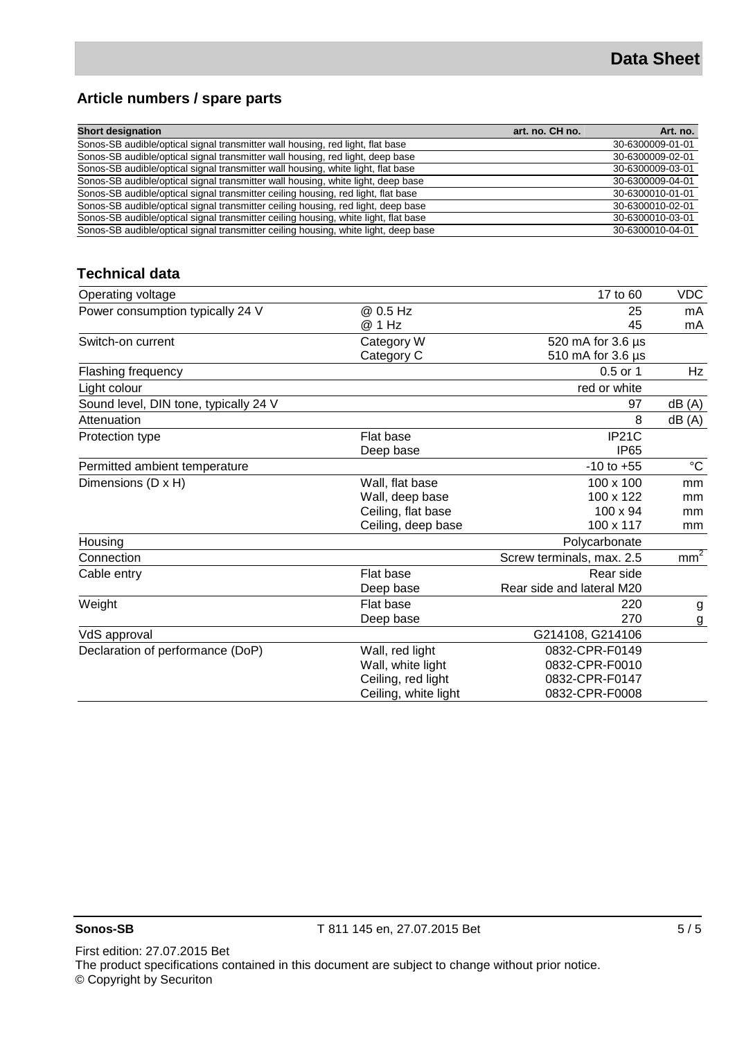## Article numbers / spare parts

| Short designation | art. no. CH no. | Art. no. |
|---|---|---|
| Sonos-SB audible/optical signal transmitter wall housing, red light, flat base | | 30-6300009-01-01 |
| Sonos-SB audible/optical signal transmitter wall housing, red light, deep base | | 30-6300009-02-01 |
| Sonos-SB audible/optical signal transmitter wall housing, white light, flat base | | 30-6300009-03-01 |
| Sonos-SB audible/optical signal transmitter wall housing, white light, deep base | | 30-6300009-04-01 |
| Sonos-SB audible/optical signal transmitter ceiling housing, red light, flat base | | 30-6300010-01-01 |
| Sonos-SB audible/optical signal transmitter ceiling housing, red light, deep base | | 30-6300010-02-01 |
| Sonos-SB audible/optical signal transmitter ceiling housing, white light, flat base | | 30-6300010-03-01 |
| Sonos-SB audible/optical signal transmitter ceiling housing, white light, deep base | | 30-6300010-04-01 |

## Technical data

| | | | |
|---|---|---|---|
| Operating voltage | | 17 to 60 | VDC |
| Power consumption typically 24 V | @ 0.5 Hz | 25 | mA |
| | @ 1 Hz | 45 | mA |
| Switch-on current | Category W | 520 mA for 3.6 µs | |
| | Category C | 510 mA for 3.6 µs | |
| Flashing frequency | | 0.5 or 1 | Hz |
| Light colour | | red or white | |
| Sound level, DIN tone, typically 24 V | | 97 | dB (A) |
| Attenuation | | 8 | dB (A) |
| Protection type | Flat base | IP21C | |
| | Deep base | IP65 | |
| Permitted ambient temperature | | -10 to +55 | °C |
| Dimensions (D x H) | Wall, flat base | 100 x 100 | mm |
| | Wall, deep base | 100 x 122 | mm |
| | Ceiling, flat base | 100 x 94 | mm |
| | Ceiling, deep base | 100 x 117 | mm |
| Housing | | Polycarbonate | |
| Connection | | Screw terminals, max. 2.5 | $mm^2$ |
| Cable entry | Flat base | Rear side | |
| | Deep base | Rear side and lateral M20 | |
| Weight | Flat base | 220 | g |
| | Deep base | 270 | g |
| VdS approval | | G214108, G214106 | |
| Declaration of performance (DoP) | Wall, red light | 0832-CPR-F0149 | |
| | Wall, white light | 0832-CPR-F0010 | |
| | Ceiling, red light | 0832-CPR-F0147 | |
| | Ceiling, white light | 0832-CPR-F0008 | |

First edition: 27.07.2015 Bet
The product specifications contained in this document are subject to change without prior notice.
© Copyright by Securiton